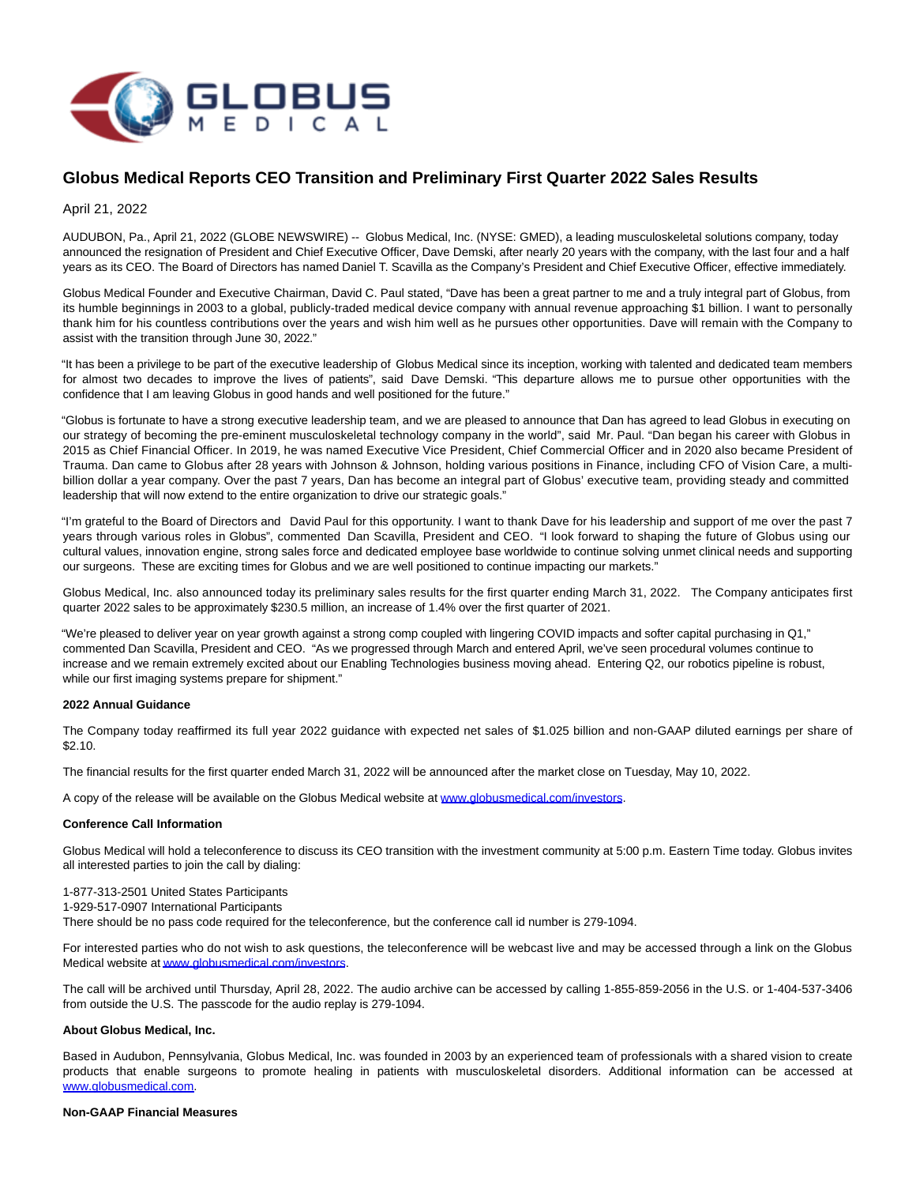# Globus Medical Reports CEO Transition and Preliminary First Quarter 2022 Sales Results

April 21, 2022

AUDUBON, Pa., April 21, 2022 (GLOBE NEWSWIRE) -- Globus Medical, Inc. (NYSE: GMED), a leading musculoskeletal solutions company, today announced the resignation of President and Chief Executive Officer, Dave Demski, after nearly 20 years with the company, with the last four and a half years as its CEO. The Board of Directors has named Daniel T. Scavilla as the Company's President and Chief Executive Officer, effective immediately.

Globus Medical Founder and Executive Chairman, David C. Paul stated, "Dave has been a great partner to me and a truly integral part of Globus, from its humble beginnings in 2003 to a global, publicly-traded medical device company with annual revenue approaching $1 billion. I want to personally thank him for his countless contributions over the years and wish him well as he pursues other opportunities. Dave will remain with the Company to assist with the transition through June 30, 2022."

"It has been a privilege to be part of the executive leadership of Globus Medical since its inception, working with talented and dedicated team members for almost two decades to improve the lives of patients", said Dave Demski. "This departure allows me to pursue other opportunities with the confidence that I am leaving Globus in good hands and well positioned for the future."

"Globus is fortunate to have a strong executive leadership team, and we are pleased to announce that Dan has agreed to lead Globus in executing on our strategy of becoming the pre-eminent musculoskeletal technology company in the world", said Mr. Paul. "Dan began his career with Globus in 2015 as Chief Financial Officer. In 2019, he was named Executive Vice President, Chief Commercial Officer and in 2020 also became President of Trauma. Dan came to Globus after 28 years with Johnson & Johnson, holding various positions in Finance, including CFO of Vision Care, a multi-billion dollar a year company. Over the past 7 years, Dan has become an integral part of Globus' executive team, providing steady and committed leadership that will now extend to the entire organization to drive our strategic goals."

"I'm grateful to the Board of Directors and David Paul for this opportunity. I want to thank Dave for his leadership and support of me over the past 7 years through various roles in Globus", commented Dan Scavilla, President and CEO. "I look forward to shaping the future of Globus using our cultural values, innovation engine, strong sales force and dedicated employee base worldwide to continue solving unmet clinical needs and supporting our surgeons. These are exciting times for Globus and we are well positioned to continue impacting our markets."

Globus Medical, Inc. also announced today its preliminary sales results for the first quarter ending March 31, 2022. The Company anticipates first quarter 2022 sales to be approximately $230.5 million, an increase of 1.4% over the first quarter of 2021.

"We're pleased to deliver year on year growth against a strong comp coupled with lingering COVID impacts and softer capital purchasing in Q1," commented Dan Scavilla, President and CEO. "As we progressed through March and entered April, we've seen procedural volumes continue to increase and we remain extremely excited about our Enabling Technologies business moving ahead. Entering Q2, our robotics pipeline is robust, while our first imaging systems prepare for shipment."

**2022 Annual Guidance**

The Company today reaffirmed its full year 2022 guidance with expected net sales of $1.025 billion and non-GAAP diluted earnings per share of $2.10.

The financial results for the first quarter ended March 31, 2022 will be announced after the market close on Tuesday, May 10, 2022.

A copy of the release will be available on the Globus Medical website at www.globusmedical.com/investors.

**Conference Call Information**

Globus Medical will hold a teleconference to discuss its CEO transition with the investment community at 5:00 p.m. Eastern Time today. Globus invites all interested parties to join the call by dialing:

1-877-313-2501 United States Participants
1-929-517-0907 International Participants
There should be no pass code required for the teleconference, but the conference call id number is 279-1094.

For interested parties who do not wish to ask questions, the teleconference will be webcast live and may be accessed through a link on the Globus Medical website at www.globusmedical.com/investors.

The call will be archived until Thursday, April 28, 2022. The audio archive can be accessed by calling 1-855-859-2056 in the U.S. or 1-404-537-3406 from outside the U.S. The passcode for the audio replay is 279-1094.

**About Globus Medical, Inc.**

Based in Audubon, Pennsylvania, Globus Medical, Inc. was founded in 2003 by an experienced team of professionals with a shared vision to create products that enable surgeons to promote healing in patients with musculoskeletal disorders. Additional information can be accessed at www.globusmedical.com.

**Non-GAAP Financial Measures**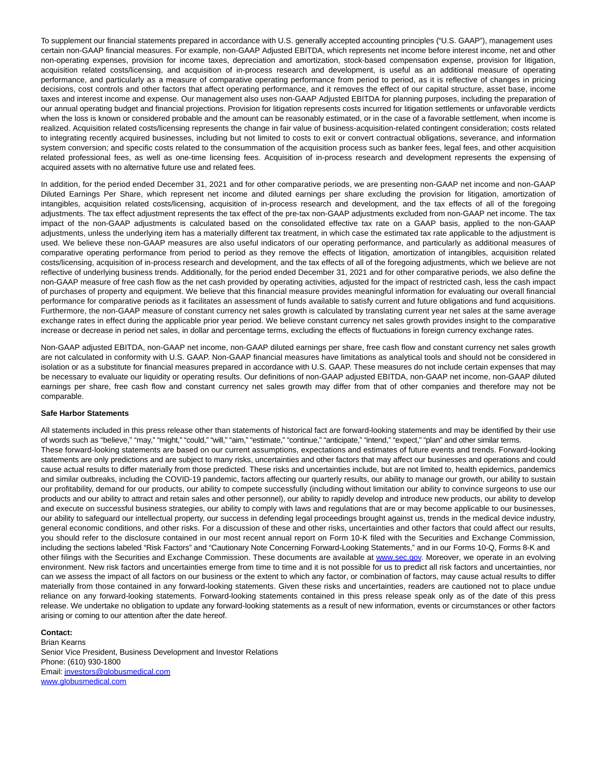To supplement our financial statements prepared in accordance with U.S. generally accepted accounting principles ("U.S. GAAP"), management uses certain non-GAAP financial measures. For example, non-GAAP Adjusted EBITDA, which represents net income before interest income, net and other non-operating expenses, provision for income taxes, depreciation and amortization, stock-based compensation expense, provision for litigation, acquisition related costs/licensing, and acquisition of in-process research and development, is useful as an additional measure of operating performance, and particularly as a measure of comparative operating performance from period to period, as it is reflective of changes in pricing decisions, cost controls and other factors that affect operating performance, and it removes the effect of our capital structure, asset base, income taxes and interest income and expense. Our management also uses non-GAAP Adjusted EBITDA for planning purposes, including the preparation of our annual operating budget and financial projections. Provision for litigation represents costs incurred for litigation settlements or unfavorable verdicts when the loss is known or considered probable and the amount can be reasonably estimated, or in the case of a favorable settlement, when income is realized. Acquisition related costs/licensing represents the change in fair value of business-acquisition-related contingent consideration; costs related to integrating recently acquired businesses, including but not limited to costs to exit or convert contractual obligations, severance, and information system conversion; and specific costs related to the consummation of the acquisition process such as banker fees, legal fees, and other acquisition related professional fees, as well as one-time licensing fees. Acquisition of in-process research and development represents the expensing of acquired assets with no alternative future use and related fees.

In addition, for the period ended December 31, 2021 and for other comparative periods, we are presenting non-GAAP net income and non-GAAP Diluted Earnings Per Share, which represent net income and diluted earnings per share excluding the provision for litigation, amortization of intangibles, acquisition related costs/licensing, acquisition of in-process research and development, and the tax effects of all of the foregoing adjustments. The tax effect adjustment represents the tax effect of the pre-tax non-GAAP adjustments excluded from non-GAAP net income. The tax impact of the non-GAAP adjustments is calculated based on the consolidated effective tax rate on a GAAP basis, applied to the non-GAAP adjustments, unless the underlying item has a materially different tax treatment, in which case the estimated tax rate applicable to the adjustment is used. We believe these non-GAAP measures are also useful indicators of our operating performance, and particularly as additional measures of comparative operating performance from period to period as they remove the effects of litigation, amortization of intangibles, acquisition related costs/licensing, acquisition of in-process research and development, and the tax effects of all of the foregoing adjustments, which we believe are not reflective of underlying business trends. Additionally, for the period ended December 31, 2021 and for other comparative periods, we also define the non-GAAP measure of free cash flow as the net cash provided by operating activities, adjusted for the impact of restricted cash, less the cash impact of purchases of property and equipment. We believe that this financial measure provides meaningful information for evaluating our overall financial performance for comparative periods as it facilitates an assessment of funds available to satisfy current and future obligations and fund acquisitions. Furthermore, the non-GAAP measure of constant currency net sales growth is calculated by translating current year net sales at the same average exchange rates in effect during the applicable prior year period. We believe constant currency net sales growth provides insight to the comparative increase or decrease in period net sales, in dollar and percentage terms, excluding the effects of fluctuations in foreign currency exchange rates.

Non-GAAP adjusted EBITDA, non-GAAP net income, non-GAAP diluted earnings per share, free cash flow and constant currency net sales growth are not calculated in conformity with U.S. GAAP. Non-GAAP financial measures have limitations as analytical tools and should not be considered in isolation or as a substitute for financial measures prepared in accordance with U.S. GAAP. These measures do not include certain expenses that may be necessary to evaluate our liquidity or operating results. Our definitions of non-GAAP adjusted EBITDA, non-GAAP net income, non-GAAP diluted earnings per share, free cash flow and constant currency net sales growth may differ from that of other companies and therefore may not be comparable.

**Safe Harbor Statements**

All statements included in this press release other than statements of historical fact are forward-looking statements and may be identified by their use of words such as "believe," "may," "might," "could," "will," "aim," "estimate," "continue," "anticipate," "intend," "expect," "plan" and other similar terms. These forward-looking statements are based on our current assumptions, expectations and estimates of future events and trends. Forward-looking statements are only predictions and are subject to many risks, uncertainties and other factors that may affect our businesses and operations and could cause actual results to differ materially from those predicted. These risks and uncertainties include, but are not limited to, health epidemics, pandemics and similar outbreaks, including the COVID-19 pandemic, factors affecting our quarterly results, our ability to manage our growth, our ability to sustain our profitability, demand for our products, our ability to compete successfully (including without limitation our ability to convince surgeons to use our products and our ability to attract and retain sales and other personnel), our ability to rapidly develop and introduce new products, our ability to develop and execute on successful business strategies, our ability to comply with laws and regulations that are or may become applicable to our businesses, our ability to safeguard our intellectual property, our success in defending legal proceedings brought against us, trends in the medical device industry, general economic conditions, and other risks. For a discussion of these and other risks, uncertainties and other factors that could affect our results, you should refer to the disclosure contained in our most recent annual report on Form 10-K filed with the Securities and Exchange Commission, including the sections labeled "Risk Factors" and "Cautionary Note Concerning Forward-Looking Statements," and in our Forms 10-Q, Forms 8-K and other filings with the Securities and Exchange Commission. These documents are available at www.sec.gov. Moreover, we operate in an evolving environment. New risk factors and uncertainties emerge from time to time and it is not possible for us to predict all risk factors and uncertainties, nor can we assess the impact of all factors on our business or the extent to which any factor, or combination of factors, may cause actual results to differ materially from those contained in any forward-looking statements. Given these risks and uncertainties, readers are cautioned not to place undue reliance on any forward-looking statements. Forward-looking statements contained in this press release speak only as of the date of this press release. We undertake no obligation to update any forward-looking statements as a result of new information, events or circumstances or other factors arising or coming to our attention after the date hereof.

**Contact:**
Brian Kearns
Senior Vice President, Business Development and Investor Relations
Phone: (610) 930-1800
Email: investors@globusmedical.com
www.globusmedical.com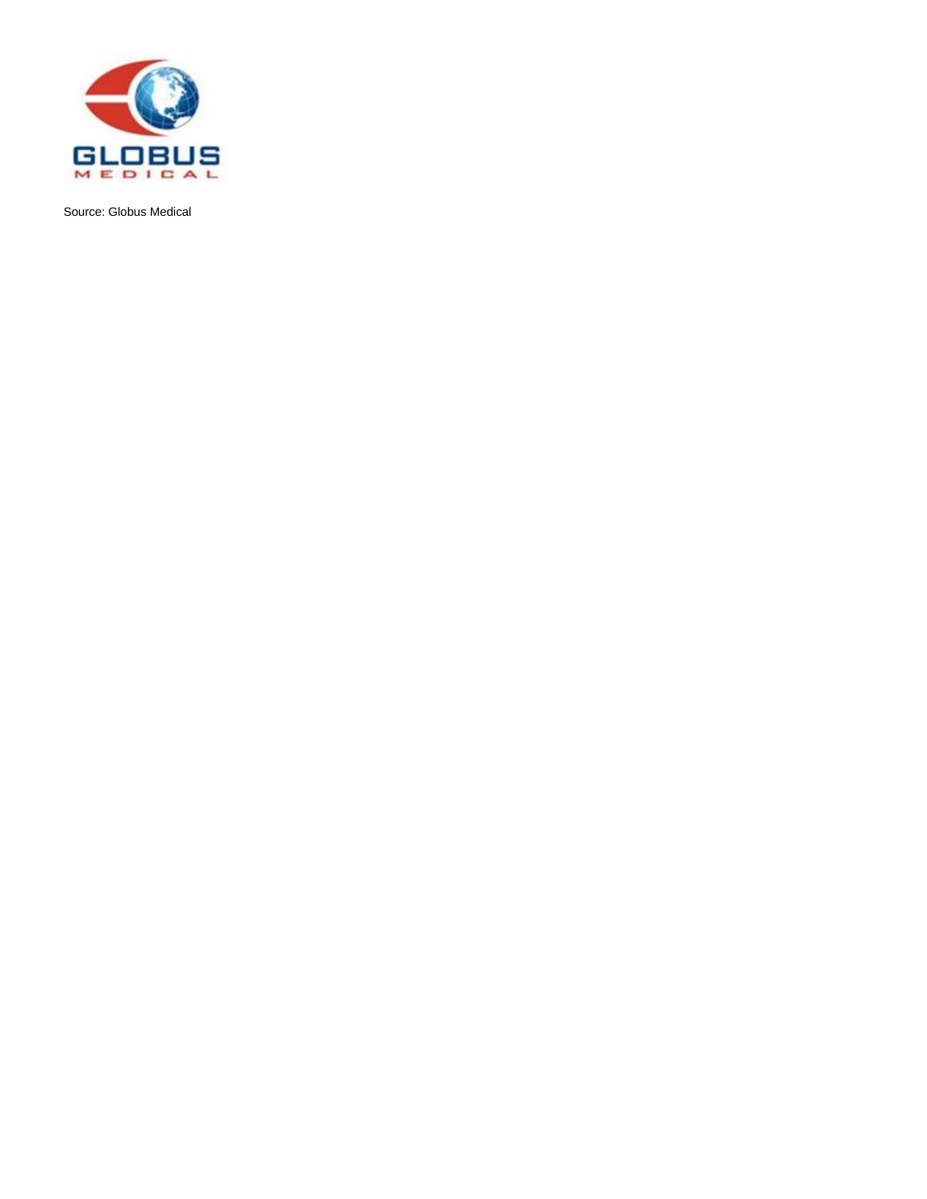Source: Globus Medical